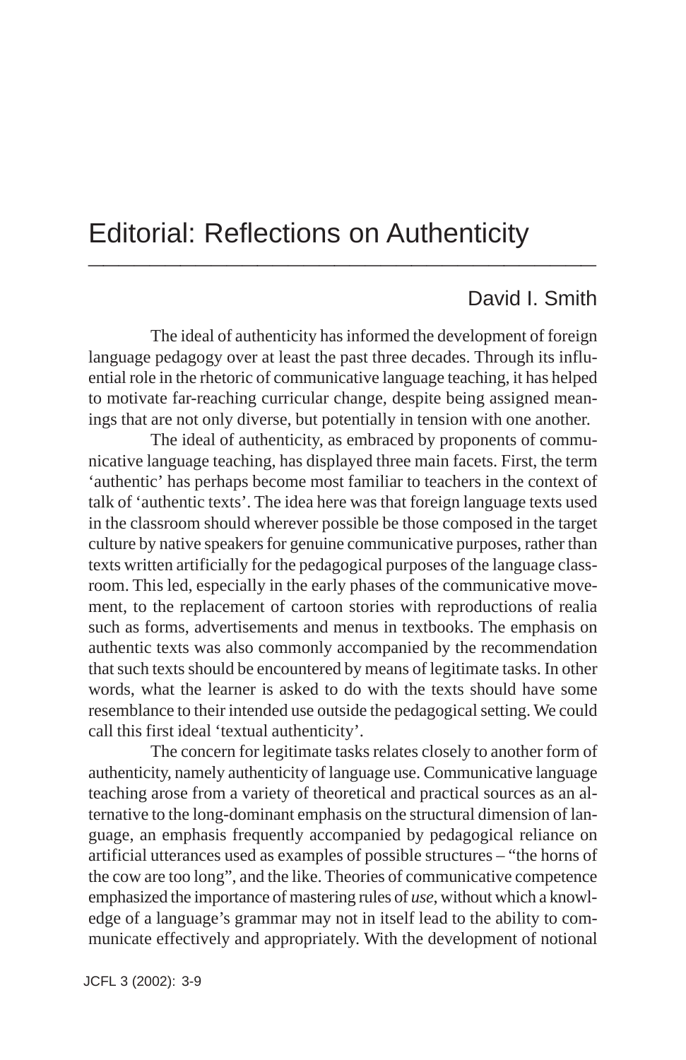# Editorial: Reflections on Authenticity

David I. Smith

The ideal of authenticity has informed the development of foreign language pedagogy over at least the past three decades. Through its influential role in the rhetoric of communicative language teaching, it has helped to motivate far-reaching curricular change, despite being assigned meanings that are not only diverse, but potentially in tension with one another.

The ideal of authenticity, as embraced by proponents of communicative language teaching, has displayed three main facets. First, the term 'authentic' has perhaps become most familiar to teachers in the context of talk of 'authentic texts'. The idea here was that foreign language texts used in the classroom should wherever possible be those composed in the target culture by native speakers for genuine communicative purposes, rather than texts written artificially for the pedagogical purposes of the language classroom. This led, especially in the early phases of the communicative movement, to the replacement of cartoon stories with reproductions of realia such as forms, advertisements and menus in textbooks. The emphasis on authentic texts was also commonly accompanied by the recommendation that such texts should be encountered by means of legitimate tasks. In other words, what the learner is asked to do with the texts should have some resemblance to their intended use outside the pedagogical setting. We could call this first ideal 'textual authenticity'.

The concern for legitimate tasks relates closely to another form of authenticity, namely authenticity of language use. Communicative language teaching arose from a variety of theoretical and practical sources as an alternative to the long-dominant emphasis on the structural dimension of language, an emphasis frequently accompanied by pedagogical reliance on artificial utterances used as examples of possible structures – "the horns of the cow are too long", and the like. Theories of communicative competence emphasized the importance of mastering rules of *use*, without which a knowledge of a language's grammar may not in itself lead to the ability to communicate effectively and appropriately. With the development of notional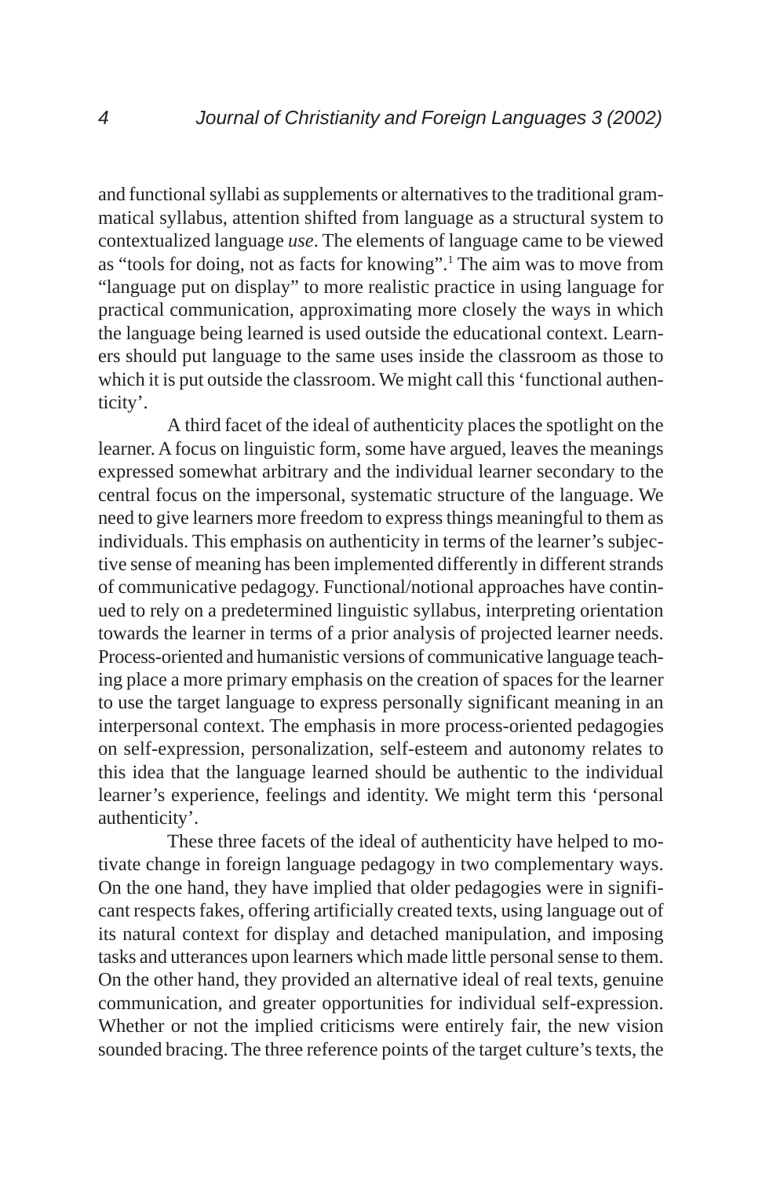and functional syllabi as supplements or alternatives to the traditional grammatical syllabus, attention shifted from language as a structural system to contextualized language *use*. The elements of language came to be viewed as "tools for doing, not as facts for knowing".[1] The aim was to move from "language put on display" to more realistic practice in using language for practical communication, approximating more closely the ways in which the language being learned is used outside the educational context. Learners should put language to the same uses inside the classroom as those to which it is put outside the classroom. We might call this 'functional authenticity'.

A third facet of the ideal of authenticity places the spotlight on the learner. A focus on linguistic form, some have argued, leaves the meanings expressed somewhat arbitrary and the individual learner secondary to the central focus on the impersonal, systematic structure of the language. We need to give learners more freedom to express things meaningful to them as individuals. This emphasis on authenticity in terms of the learner's subjective sense of meaning has been implemented differently in different strands of communicative pedagogy. Functional/notional approaches have continued to rely on a predetermined linguistic syllabus, interpreting orientation towards the learner in terms of a prior analysis of projected learner needs. Process-oriented and humanistic versions of communicative language teaching place a more primary emphasis on the creation of spaces for the learner to use the target language to express personally significant meaning in an interpersonal context. The emphasis in more process-oriented pedagogies on self-expression, personalization, self-esteem and autonomy relates to this idea that the language learned should be authentic to the individual learner's experience, feelings and identity. We might term this 'personal authenticity'.

These three facets of the ideal of authenticity have helped to motivate change in foreign language pedagogy in two complementary ways. On the one hand, they have implied that older pedagogies were in significant respects fakes, offering artificially created texts, using language out of its natural context for display and detached manipulation, and imposing tasks and utterances upon learners which made little personal sense to them. On the other hand, they provided an alternative ideal of real texts, genuine communication, and greater opportunities for individual self-expression. Whether or not the implied criticisms were entirely fair, the new vision sounded bracing. The three reference points of the target culture's texts, the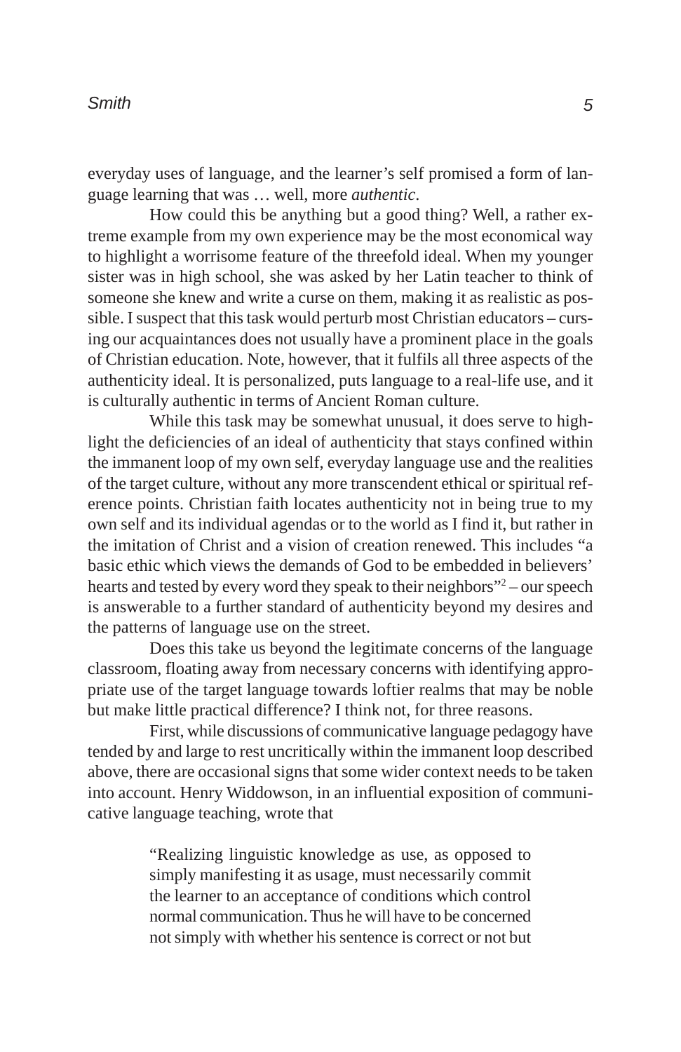everyday uses of language, and the learner's self promised a form of language learning that was … well, more *authentic*.

How could this be anything but a good thing? Well, a rather extreme example from my own experience may be the most economical way to highlight a worrisome feature of the threefold ideal. When my younger sister was in high school, she was asked by her Latin teacher to think of someone she knew and write a curse on them, making it as realistic as possible. I suspect that this task would perturb most Christian educators – cursing our acquaintances does not usually have a prominent place in the goals of Christian education. Note, however, that it fulfils all three aspects of the authenticity ideal. It is personalized, puts language to a real-life use, and it is culturally authentic in terms of Ancient Roman culture.

While this task may be somewhat unusual, it does serve to highlight the deficiencies of an ideal of authenticity that stays confined within the immanent loop of my own self, everyday language use and the realities of the target culture, without any more transcendent ethical or spiritual reference points. Christian faith locates authenticity not in being true to my own self and its individual agendas or to the world as I find it, but rather in the imitation of Christ and a vision of creation renewed. This includes "a basic ethic which views the demands of God to be embedded in believers' hearts and tested by every word they speak to their neighbors"[2] – our speech is answerable to a further standard of authenticity beyond my desires and the patterns of language use on the street.

Does this take us beyond the legitimate concerns of the language classroom, floating away from necessary concerns with identifying appropriate use of the target language towards loftier realms that may be noble but make little practical difference? I think not, for three reasons.

First, while discussions of communicative language pedagogy have tended by and large to rest uncritically within the immanent loop described above, there are occasional signs that some wider context needs to be taken into account. Henry Widdowson, in an influential exposition of communicative language teaching, wrote that

> "Realizing linguistic knowledge as use, as opposed to simply manifesting it as usage, must necessarily commit the learner to an acceptance of conditions which control normal communication. Thus he will have to be concerned not simply with whether his sentence is correct or not but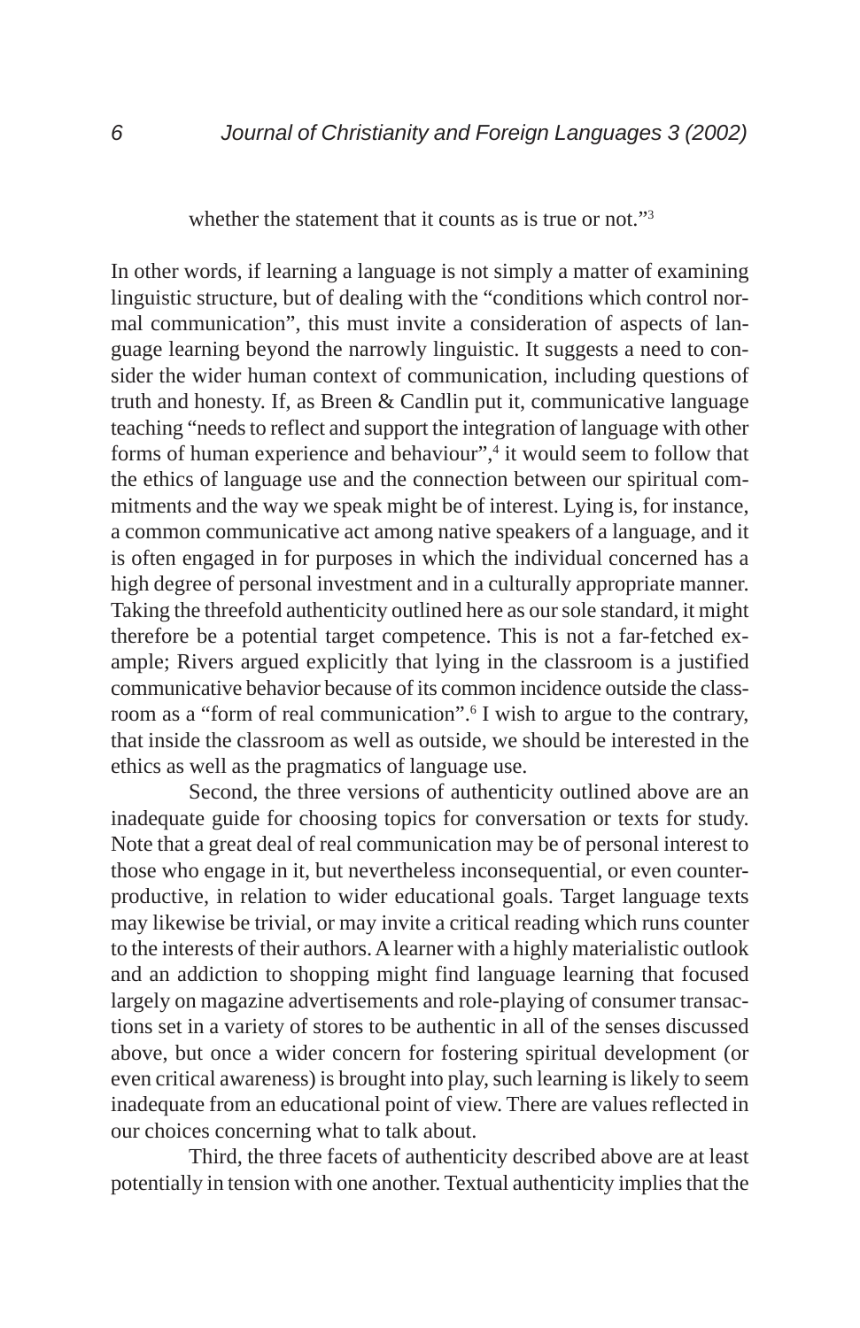whether the statement that it counts as is true or not."[3]

In other words, if learning a language is not simply a matter of examining linguistic structure, but of dealing with the "conditions which control normal communication", this must invite a consideration of aspects of language learning beyond the narrowly linguistic. It suggests a need to consider the wider human context of communication, including questions of truth and honesty. If, as Breen & Candlin put it, communicative language teaching "needs to reflect and support the integration of language with other forms of human experience and behaviour",[4] it would seem to follow that the ethics of language use and the connection between our spiritual commitments and the way we speak might be of interest. Lying is, for instance, a common communicative act among native speakers of a language, and it is often engaged in for purposes in which the individual concerned has a high degree of personal investment and in a culturally appropriate manner. Taking the threefold authenticity outlined here as our sole standard, it might therefore be a potential target competence. This is not a far-fetched example; Rivers argued explicitly that lying in the classroom is a justified communicative behavior because of its common incidence outside the classroom as a "form of real communication".[6] I wish to argue to the contrary, that inside the classroom as well as outside, we should be interested in the ethics as well as the pragmatics of language use.

Second, the three versions of authenticity outlined above are an inadequate guide for choosing topics for conversation or texts for study. Note that a great deal of real communication may be of personal interest to those who engage in it, but nevertheless inconsequential, or even counterproductive, in relation to wider educational goals. Target language texts may likewise be trivial, or may invite a critical reading which runs counter to the interests of their authors. A learner with a highly materialistic outlook and an addiction to shopping might find language learning that focused largely on magazine advertisements and role-playing of consumer transactions set in a variety of stores to be authentic in all of the senses discussed above, but once a wider concern for fostering spiritual development (or even critical awareness) is brought into play, such learning is likely to seem inadequate from an educational point of view. There are values reflected in our choices concerning what to talk about.

Third, the three facets of authenticity described above are at least potentially in tension with one another. Textual authenticity implies that the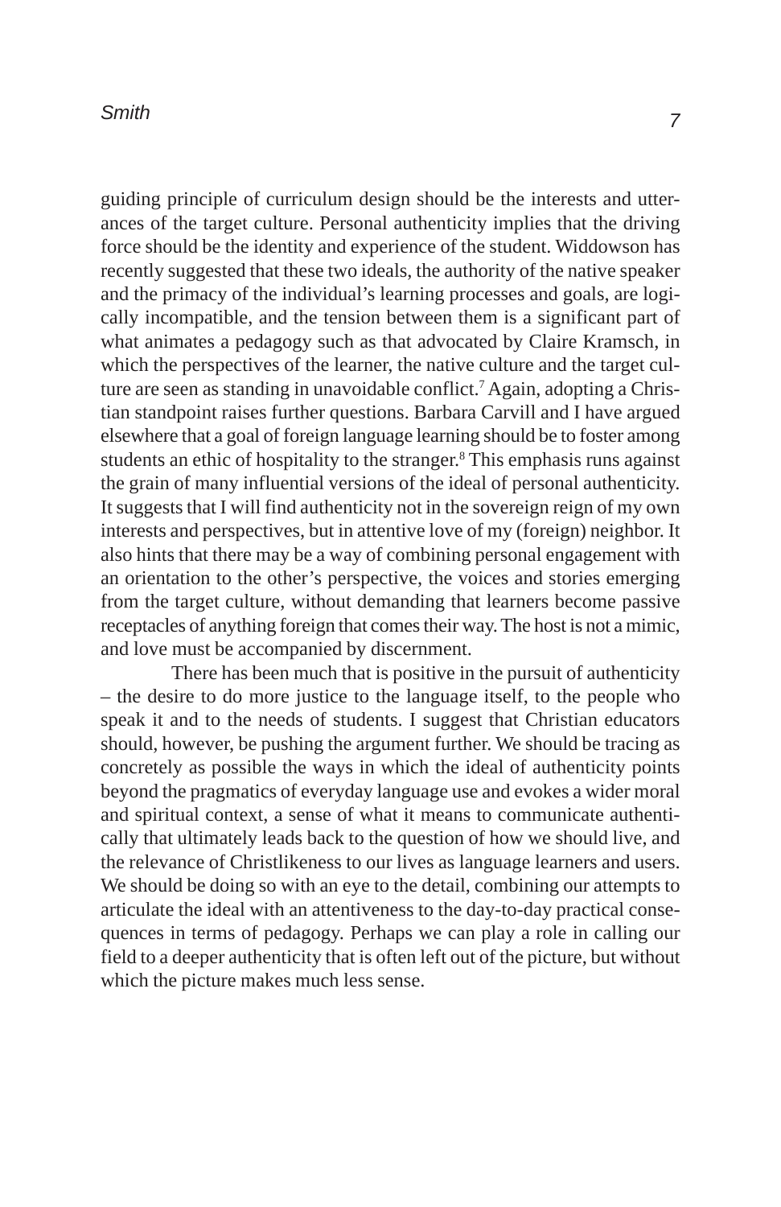guiding principle of curriculum design should be the interests and utterances of the target culture. Personal authenticity implies that the driving force should be the identity and experience of the student. Widdowson has recently suggested that these two ideals, the authority of the native speaker and the primacy of the individual's learning processes and goals, are logically incompatible, and the tension between them is a significant part of what animates a pedagogy such as that advocated by Claire Kramsch, in which the perspectives of the learner, the native culture and the target culture are seen as standing in unavoidable conflict.[7] Again, adopting a Christian standpoint raises further questions. Barbara Carvill and I have argued elsewhere that a goal of foreign language learning should be to foster among students an ethic of hospitality to the stranger.[8] This emphasis runs against the grain of many influential versions of the ideal of personal authenticity. It suggests that I will find authenticity not in the sovereign reign of my own interests and perspectives, but in attentive love of my (foreign) neighbor. It also hints that there may be a way of combining personal engagement with an orientation to the other's perspective, the voices and stories emerging from the target culture, without demanding that learners become passive receptacles of anything foreign that comes their way. The host is not a mimic, and love must be accompanied by discernment.

There has been much that is positive in the pursuit of authenticity – the desire to do more justice to the language itself, to the people who speak it and to the needs of students. I suggest that Christian educators should, however, be pushing the argument further. We should be tracing as concretely as possible the ways in which the ideal of authenticity points beyond the pragmatics of everyday language use and evokes a wider moral and spiritual context, a sense of what it means to communicate authentically that ultimately leads back to the question of how we should live, and the relevance of Christlikeness to our lives as language learners and users. We should be doing so with an eye to the detail, combining our attempts to articulate the ideal with an attentiveness to the day-to-day practical consequences in terms of pedagogy. Perhaps we can play a role in calling our field to a deeper authenticity that is often left out of the picture, but without which the picture makes much less sense.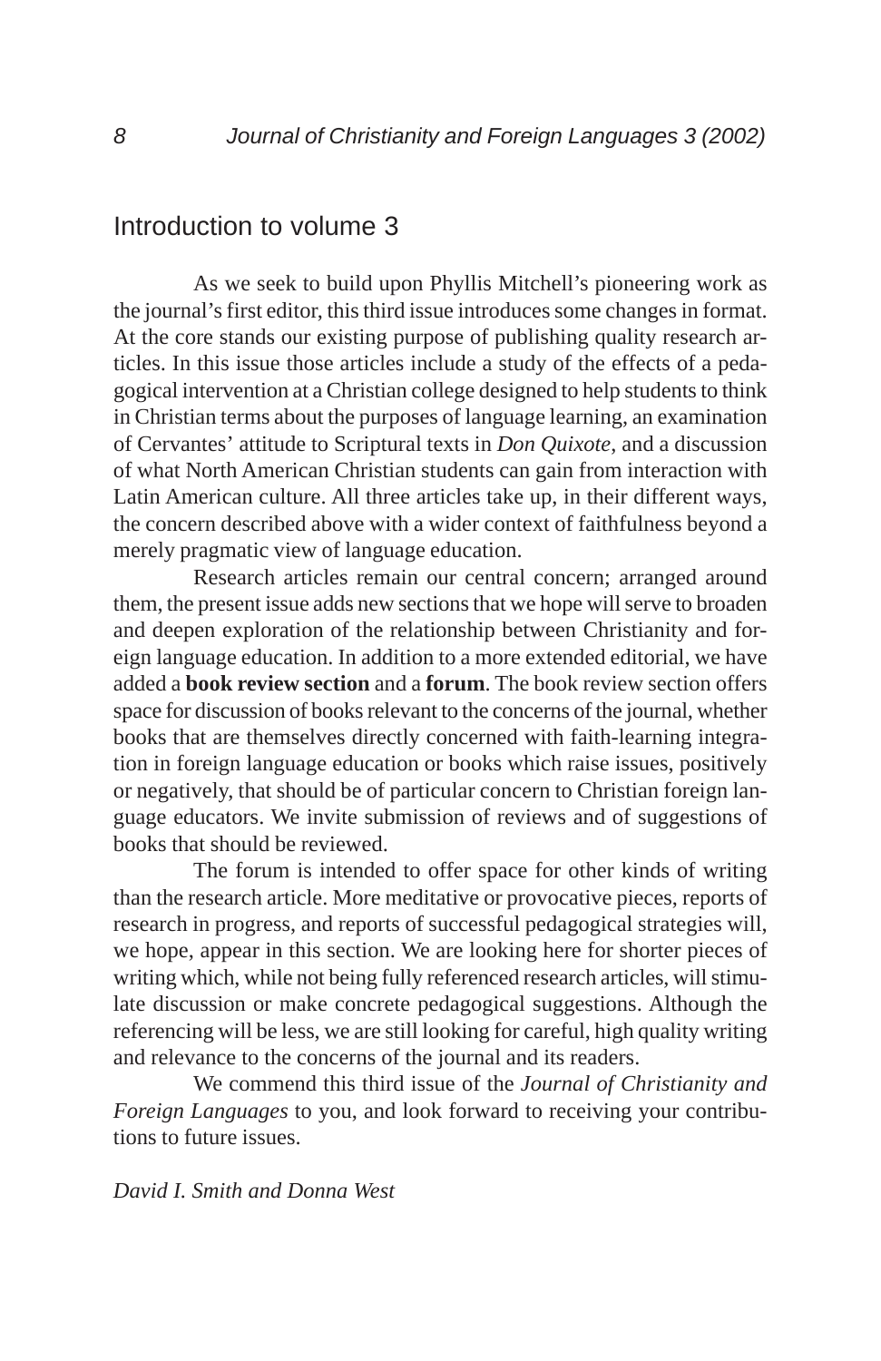## Introduction to volume 3

As we seek to build upon Phyllis Mitchell's pioneering work as the journal's first editor, this third issue introduces some changes in format. At the core stands our existing purpose of publishing quality research articles. In this issue those articles include a study of the effects of a pedagogical intervention at a Christian college designed to help students to think in Christian terms about the purposes of language learning, an examination of Cervantes' attitude to Scriptural texts in *Don Quixote*, and a discussion of what North American Christian students can gain from interaction with Latin American culture. All three articles take up, in their different ways, the concern described above with a wider context of faithfulness beyond a merely pragmatic view of language education.

Research articles remain our central concern; arranged around them, the present issue adds new sections that we hope will serve to broaden and deepen exploration of the relationship between Christianity and foreign language education. In addition to a more extended editorial, we have added a **book review section** and a **forum**. The book review section offers space for discussion of books relevant to the concerns of the journal, whether books that are themselves directly concerned with faith-learning integration in foreign language education or books which raise issues, positively or negatively, that should be of particular concern to Christian foreign language educators. We invite submission of reviews and of suggestions of books that should be reviewed.

The forum is intended to offer space for other kinds of writing than the research article. More meditative or provocative pieces, reports of research in progress, and reports of successful pedagogical strategies will, we hope, appear in this section. We are looking here for shorter pieces of writing which, while not being fully referenced research articles, will stimulate discussion or make concrete pedagogical suggestions. Although the referencing will be less, we are still looking for careful, high quality writing and relevance to the concerns of the journal and its readers.

We commend this third issue of the *Journal of Christianity and Foreign Languages* to you, and look forward to receiving your contributions to future issues.

*David I. Smith and Donna West*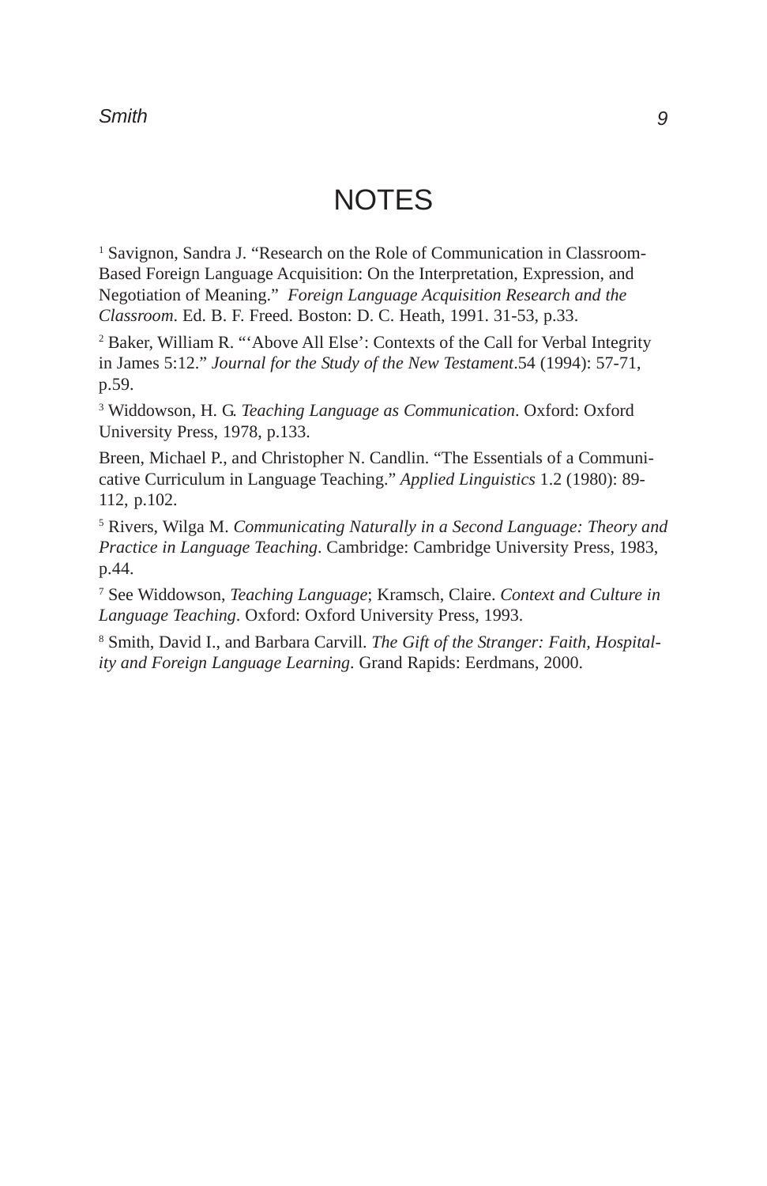# NOTES

[1] Savignon, Sandra J. "Research on the Role of Communication in Classroom-Based Foreign Language Acquisition: On the Interpretation, Expression, and Negotiation of Meaning." *Foreign Language Acquisition Research and the Classroom*. Ed. B. F. Freed. Boston: D. C. Heath, 1991. 31-53, p.33.

[2] Baker, William R. "'Above All Else': Contexts of the Call for Verbal Integrity in James 5:12." *Journal for the Study of the New Testament*.54 (1994): 57-71, p.59.

[3] Widdowson, H. G. *Teaching Language as Communication*. Oxford: Oxford University Press, 1978, p.133.

Breen, Michael P., and Christopher N. Candlin. "The Essentials of a Communicative Curriculum in Language Teaching." *Applied Linguistics* 1.2 (1980): 89-112, p.102.

[5] Rivers, Wilga M. *Communicating Naturally in a Second Language: Theory and Practice in Language Teaching*. Cambridge: Cambridge University Press, 1983, p.44.

[7] See Widdowson, *Teaching Language*; Kramsch, Claire. *Context and Culture in Language Teaching*. Oxford: Oxford University Press, 1993.

[8] Smith, David I., and Barbara Carvill. *The Gift of the Stranger: Faith, Hospitality and Foreign Language Learning*. Grand Rapids: Eerdmans, 2000.